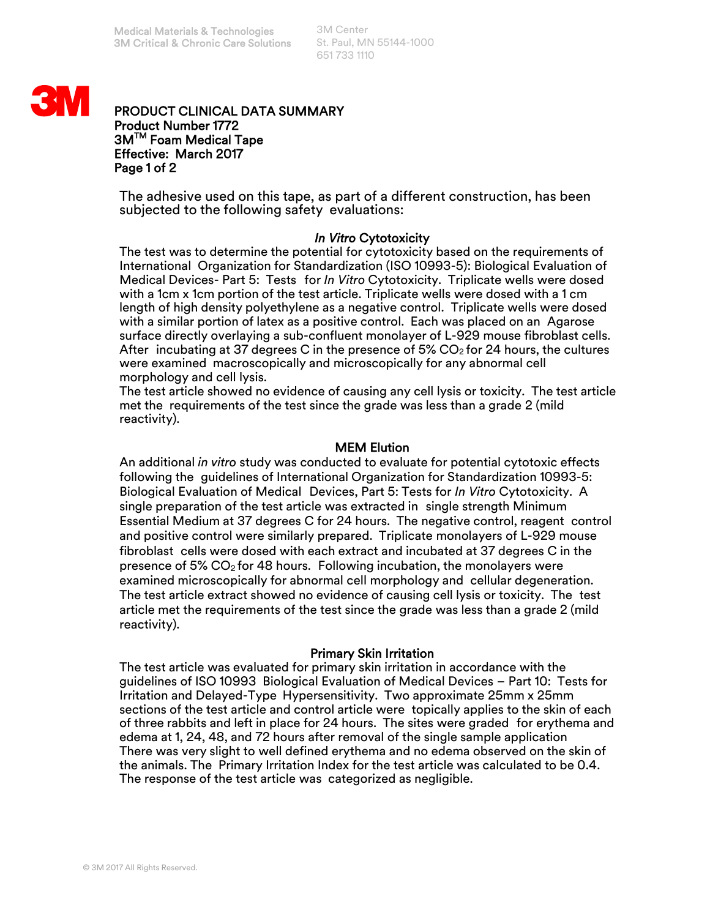Medical Materials & Technologies
3M Critical & Chronic Care Solutions

3M Center
St. Paul, MN 55144-1000
651 733 1110

**PRODUCT CLINICAL DATA SUMMARY**
**Product Number 1772**
**3M™ Foam Medical Tape**
**Effective: March 2017**

The adhesive used on this tape, as part of a different construction, has been subjected to the following safety evaluations:

## *In Vitro* Cytotoxicity

The test was to determine the potential for cytotoxicity based on the requirements of International Organization for Standardization (ISO 10993-5): Biological Evaluation of Medical Devices- Part 5: Tests for *In Vitro* Cytotoxicity. Triplicate wells were dosed with a 1cm x 1cm portion of the test article. Triplicate wells were dosed with a 1 cm length of high density polyethylene as a negative control. Triplicate wells were dosed with a similar portion of latex as a positive control. Each was placed on an Agarose surface directly overlaying a sub-confluent monolayer of L-929 mouse fibroblast cells. After incubating at 37 degrees C in the presence of 5% $CO_2$ for 24 hours, the cultures were examined macroscopically and microscopically for any abnormal cell morphology and cell lysis.
The test article showed no evidence of causing any cell lysis or toxicity. The test article met the requirements of the test since the grade was less than a grade 2 (mild reactivity).

## MEM Elution

An additional *in vitro* study was conducted to evaluate for potential cytotoxic effects following the guidelines of International Organization for Standardization 10993-5: Biological Evaluation of Medical Devices, Part 5: Tests for *In Vitro* Cytotoxicity. A single preparation of the test article was extracted in single strength Minimum Essential Medium at 37 degrees C for 24 hours. The negative control, reagent control and positive control were similarly prepared. Triplicate monolayers of L-929 mouse fibroblast cells were dosed with each extract and incubated at 37 degrees C in the presence of 5% $CO_2$ for 48 hours. Following incubation, the monolayers were examined microscopically for abnormal cell morphology and cellular degeneration. The test article extract showed no evidence of causing cell lysis or toxicity. The test article met the requirements of the test since the grade was less than a grade 2 (mild reactivity).

## Primary Skin Irritation

The test article was evaluated for primary skin irritation in accordance with the guidelines of ISO 10993 Biological Evaluation of Medical Devices – Part 10: Tests for Irritation and Delayed-Type Hypersensitivity. Two approximate 25mm x 25mm sections of the test article and control article were topically applies to the skin of each of three rabbits and left in place for 24 hours. The sites were graded for erythema and edema at 1, 24, 48, and 72 hours after removal of the single sample application There was very slight to well defined erythema and no edema observed on the skin of the animals. The Primary Irritation Index for the test article was calculated to be 0.4. The response of the test article was categorized as negligible.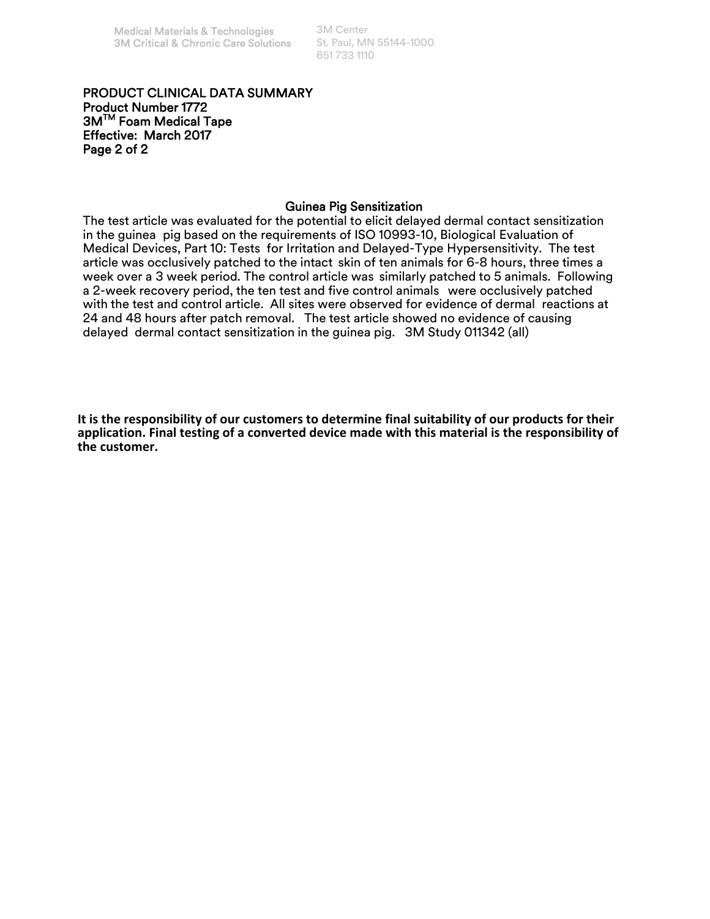PRODUCT CLINICAL DATA SUMMARY
Product Number 1772
3M™ Foam Medical Tape
Effective: March 2017

## Guinea Pig Sensitization

The test article was evaluated for the potential to elicit delayed dermal contact sensitization in the guinea pig based on the requirements of ISO 10993-10, Biological Evaluation of Medical Devices, Part 10: Tests for Irritation and Delayed-Type Hypersensitivity. The test article was occlusively patched to the intact skin of ten animals for 6-8 hours, three times a week over a 3 week period. The control article was similarly patched to 5 animals. Following a 2-week recovery period, the ten test and five control animals were occlusively patched with the test and control article. All sites were observed for evidence of dermal reactions at 24 and 48 hours after patch removal. The test article showed no evidence of causing delayed dermal contact sensitization in the guinea pig. 3M Study 011342 (all)

**It is the responsibility of our customers to determine final suitability of our products for their application. Final testing of a converted device made with this material is the responsibility of the customer.**